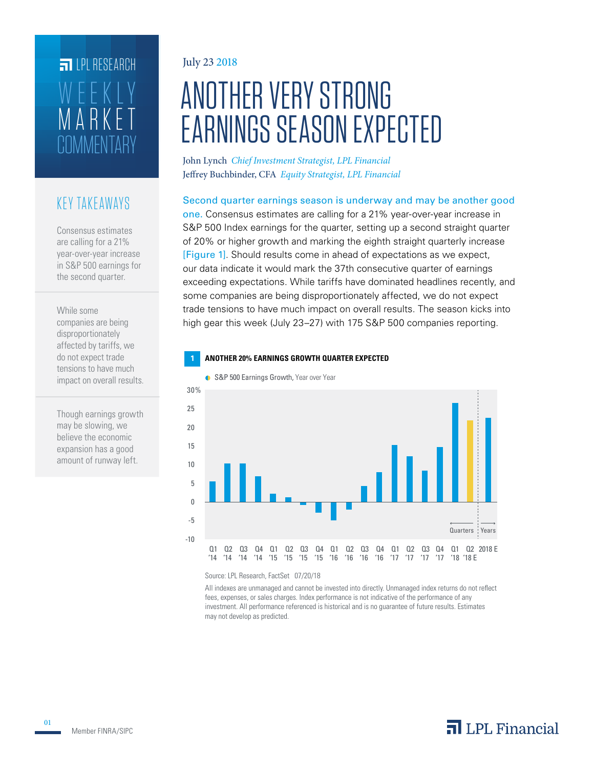LPL RESEARCH

WEEKLY MARKET COMMENTARY

July 23 2018

# ANOTHER VERY STRONG EARNINGS SEASON EXPECTED

John Lynch *Chief Investment Strategist, LPL Financial*
Jeffrey Buchbinder, CFA *Equity Strategist, LPL Financial*

## KEY TAKEAWAYS

Consensus estimates are calling for a 21% year-over-year increase in S&P 500 earnings for the second quarter.

While some companies are being disproportionately affected by tariffs, we do not expect trade tensions to have much impact on overall results.

Though earnings growth may be slowing, we believe the economic expansion has a good amount of runway left.

Second quarter earnings season is underway and may be another good one. Consensus estimates are calling for a 21% year-over-year increase in S&P 500 Index earnings for the quarter, setting up a second straight quarter of 20% or higher growth and marking the eighth straight quarterly increase [Figure 1]. Should results come in ahead of expectations as we expect, our data indicate it would mark the 37th consecutive quarter of earnings exceeding expectations. While tariffs have dominated headlines recently, and some companies are being disproportionately affected, we do not expect trade tensions to have much impact on overall results. The season kicks into high gear this week (July 23–27) with 175 S&P 500 companies reporting.

**1 ANOTHER 20% EARNINGS GROWTH QUARTER EXPECTED**

S&P 500 Earnings Growth, Year over Year

Source: LPL Research, FactSet 07/20/18

All indexes are unmanaged and cannot be invested into directly. Unmanaged index returns do not reflect fees, expenses, or sales charges. Index performance is not indicative of the performance of any investment. All performance referenced is historical and is no guarantee of future results. Estimates may not develop as predicted.

Member FINRA/SIPC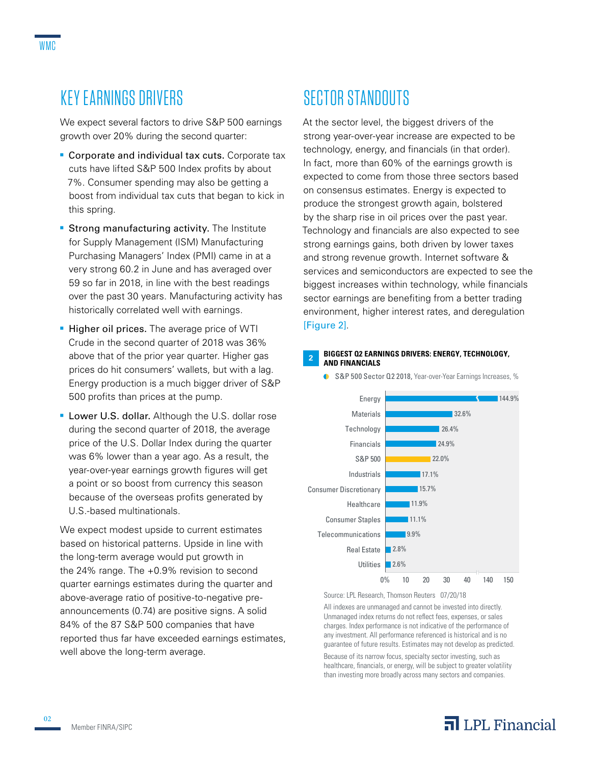# KEY EARNINGS DRIVERS

We expect several factors to drive S&P 500 earnings growth over 20% during the second quarter:

- **Corporate and individual tax cuts.** Corporate tax cuts have lifted S&P 500 Index profits by about 7%. Consumer spending may also be getting a boost from individual tax cuts that began to kick in this spring.
- **Strong manufacturing activity.** The Institute for Supply Management (ISM) Manufacturing Purchasing Managers' Index (PMI) came in at a very strong 60.2 in June and has averaged over 59 so far in 2018, in line with the best readings over the past 30 years. Manufacturing activity has historically correlated well with earnings.
- **Higher oil prices.** The average price of WTI Crude in the second quarter of 2018 was 36% above that of the prior year quarter. Higher gas prices do hit consumers' wallets, but with a lag. Energy production is a much bigger driver of S&P 500 profits than prices at the pump.
- **Lower U.S. dollar.** Although the U.S. dollar rose during the second quarter of 2018, the average price of the U.S. Dollar Index during the quarter was 6% lower than a year ago. As a result, the year-over-year earnings growth figures will get a point or so boost from currency this season because of the overseas profits generated by U.S.-based multinationals.

We expect modest upside to current estimates based on historical patterns. Upside in line with the long-term average would put growth in the 24% range. The +0.9% revision to second quarter earnings estimates during the quarter and above-average ratio of positive-to-negative pre-announcements (0.74) are positive signs. A solid 84% of the 87 S&P 500 companies that have reported thus far have exceeded earnings estimates, well above the long-term average.

# SECTOR STANDOUTS

At the sector level, the biggest drivers of the strong year-over-year increase are expected to be technology, energy, and financials (in that order). In fact, more than 60% of the earnings growth is expected to come from those three sectors based on consensus estimates. Energy is expected to produce the strongest growth again, bolstered by the sharp rise in oil prices over the past year. Technology and financials are also expected to see strong earnings gains, both driven by lower taxes and strong revenue growth. Internet software & services and semiconductors are expected to see the biggest increases within technology, while financials sector earnings are benefiting from a better trading environment, higher interest rates, and deregulation [Figure 2].

**2 BIGGEST Q2 EARNINGS DRIVERS: ENERGY, TECHNOLOGY, AND FINANCIALS**

S&P 500 Sector Q2 2018, Year-over-Year Earnings Increases, %

| Sector | Increase |
|---|---|
| Energy | 144.9% |
| Materials | 32.6% |
| Technology | 26.4% |
| Financials | 24.9% |
| S&P 500 | 22.0% |
| Industrials | 17.1% |
| Consumer Discretionary | 15.7% |
| Healthcare | 11.9% |
| Consumer Staples | 11.1% |
| Telecommunications | 9.9% |
| Real Estate | 2.8% |
| Utilities | 2.6% |

Source: LPL Research, Thomson Reuters 07/20/18

All indexes are unmanaged and cannot be invested into directly. Unmanaged index returns do not reflect fees, expenses, or sales charges. Index performance is not indicative of the performance of any investment. All performance referenced is historical and is no guarantee of future results. Estimates may not develop as predicted.

Because of its narrow focus, specialty sector investing, such as healthcare, financials, or energy, will be subject to greater volatility than investing more broadly across many sectors and companies.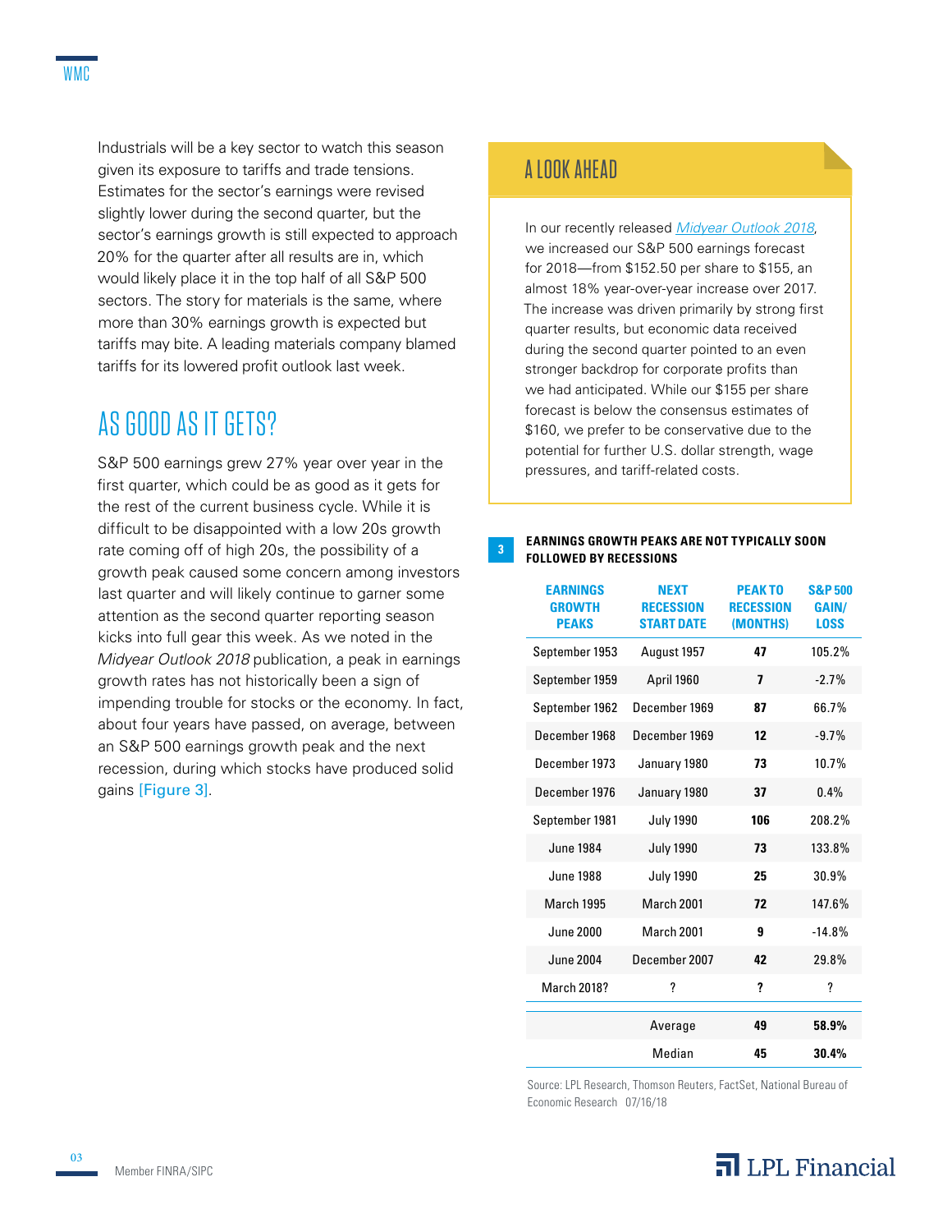Industrials will be a key sector to watch this season given its exposure to tariffs and trade tensions. Estimates for the sector's earnings were revised slightly lower during the second quarter, but the sector's earnings growth is still expected to approach 20% for the quarter after all results are in, which would likely place it in the top half of all S&P 500 sectors. The story for materials is the same, where more than 30% earnings growth is expected but tariffs may bite. A leading materials company blamed tariffs for its lowered profit outlook last week.

## AS GOOD AS IT GETS?

S&P 500 earnings grew 27% year over year in the first quarter, which could be as good as it gets for the rest of the current business cycle. While it is difficult to be disappointed with a low 20s growth rate coming off of high 20s, the possibility of a growth peak caused some concern among investors last quarter and will likely continue to garner some attention as the second quarter reporting season kicks into full gear this week. As we noted in the *Midyear Outlook 2018* publication, a peak in earnings growth rates has not historically been a sign of impending trouble for stocks or the economy. In fact, about four years have passed, on average, between an S&P 500 earnings growth peak and the next recession, during which stocks have produced solid gains [Figure 3].

## A LOOK AHEAD

In our recently released *Midyear Outlook 2018*, we increased our S&P 500 earnings forecast for 2018—from $152.50 per share to $155, an almost 18% year-over-year increase over 2017. The increase was driven primarily by strong first quarter results, but economic data received during the second quarter pointed to an even stronger backdrop for corporate profits than we had anticipated. While our $155 per share forecast is below the consensus estimates of $160, we prefer to be conservative due to the potential for further U.S. dollar strength, wage pressures, and tariff-related costs.

**3 EARNINGS GROWTH PEAKS ARE NOT TYPICALLY SOON FOLLOWED BY RECESSIONS**

| Earnings Growth Peaks | Next Recession Start Date | Peak to Recession (Months) | S&P 500 Gain/Loss |
|---|---|---|---|
| September 1953 | August 1957 | **47** | 105.2% |
| September 1959 | April 1960 | **7** | -2.7% |
| September 1962 | December 1969 | **87** | 66.7% |
| December 1968 | December 1969 | **12** | -9.7% |
| December 1973 | January 1980 | **73** | 10.7% |
| December 1976 | January 1980 | **37** | 0.4% |
| September 1981 | July 1990 | **106** | 208.2% |
| June 1984 | July 1990 | **73** | 133.8% |
| June 1988 | July 1990 | **25** | 30.9% |
| March 1995 | March 2001 | **72** | 147.6% |
| June 2000 | March 2001 | **9** | -14.8% |
| June 2004 | December 2007 | **42** | 29.8% |
| March 2018? | ? | ? | ? |
| | Average | **49** | **58.9%** |
| | Median | **45** | **30.4%** |

Source: LPL Research, Thomson Reuters, FactSet, National Bureau of Economic Research 07/16/18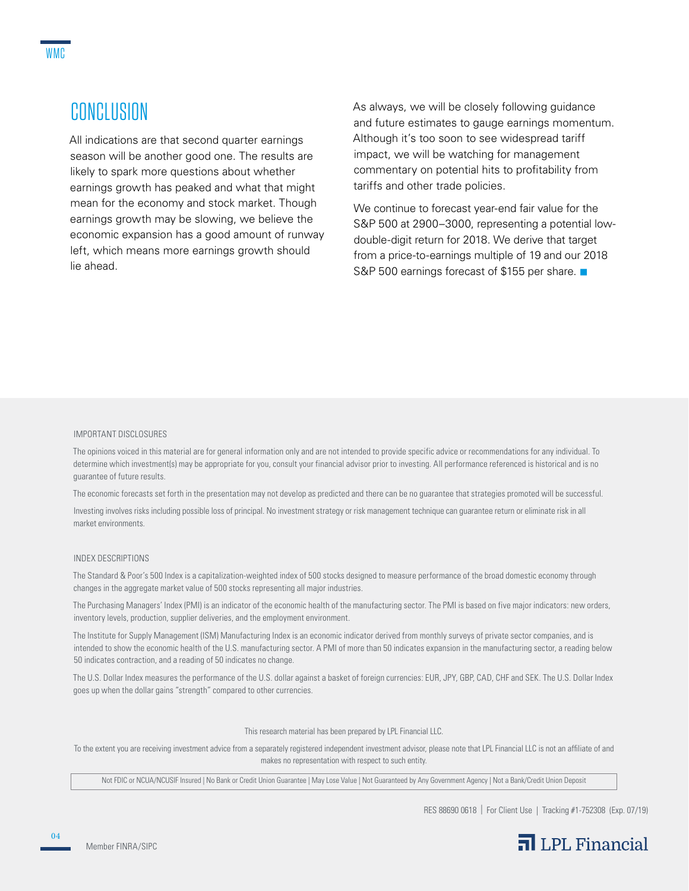## CONCLUSION

All indications are that second quarter earnings season will be another good one. The results are likely to spark more questions about whether earnings growth has peaked and what that might mean for the economy and stock market. Though earnings growth may be slowing, we believe the economic expansion has a good amount of runway left, which means more earnings growth should lie ahead.

As always, we will be closely following guidance and future estimates to gauge earnings momentum. Although it's too soon to see widespread tariff impact, we will be watching for management commentary on potential hits to profitability from tariffs and other trade policies.

We continue to forecast year-end fair value for the S&P 500 at 2900–3000, representing a potential low-double-digit return for 2018. We derive that target from a price-to-earnings multiple of 19 and our 2018 S&P 500 earnings forecast of $155 per share. ■

IMPORTANT DISCLOSURES

The opinions voiced in this material are for general information only and are not intended to provide specific advice or recommendations for any individual. To determine which investment(s) may be appropriate for you, consult your financial advisor prior to investing. All performance referenced is historical and is no guarantee of future results.

The economic forecasts set forth in the presentation may not develop as predicted and there can be no guarantee that strategies promoted will be successful.

Investing involves risks including possible loss of principal. No investment strategy or risk management technique can guarantee return or eliminate risk in all market environments.

INDEX DESCRIPTIONS

The Standard & Poor's 500 Index is a capitalization-weighted index of 500 stocks designed to measure performance of the broad domestic economy through changes in the aggregate market value of 500 stocks representing all major industries.

The Purchasing Managers' Index (PMI) is an indicator of the economic health of the manufacturing sector. The PMI is based on five major indicators: new orders, inventory levels, production, supplier deliveries, and the employment environment.

The Institute for Supply Management (ISM) Manufacturing Index is an economic indicator derived from monthly surveys of private sector companies, and is intended to show the economic health of the U.S. manufacturing sector. A PMI of more than 50 indicates expansion in the manufacturing sector, a reading below 50 indicates contraction, and a reading of 50 indicates no change.

The U.S. Dollar Index measures the performance of the U.S. dollar against a basket of foreign currencies: EUR, JPY, GBP, CAD, CHF and SEK. The U.S. Dollar Index goes up when the dollar gains "strength" compared to other currencies.

This research material has been prepared by LPL Financial LLC.

To the extent you are receiving investment advice from a separately registered independent investment advisor, please note that LPL Financial LLC is not an affiliate of and makes no representation with respect to such entity.

Not FDIC or NCUA/NCUSIF Insured | No Bank or Credit Union Guarantee | May Lose Value | Not Guaranteed by Any Government Agency | Not a Bank/Credit Union Deposit

RES 88690 0618 | For Client Use | Tracking #1-752308 (Exp. 07/19)

Member FINRA/SIPC

LPL Financial